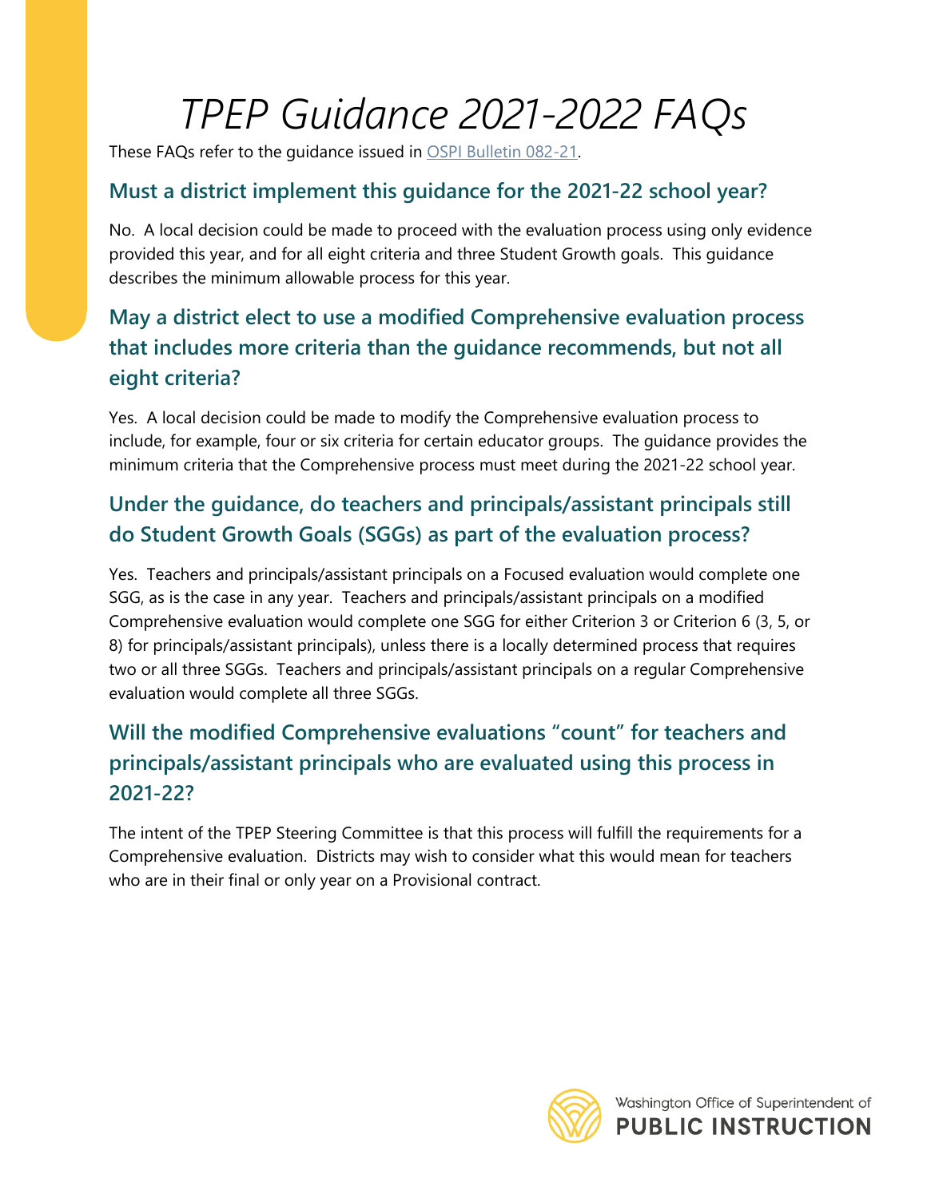# TPEP Guidance 2021-2022 FAQs

These FAQs refer to the guidance issued in [OSPI Bulletin 082-21](OSPI Bulletin 082-21).

## Must a district implement this guidance for the 2021-22 school year?

No. A local decision could be made to proceed with the evaluation process using only evidence provided this year, and for all eight criteria and three Student Growth goals. This guidance describes the minimum allowable process for this year.

## May a district elect to use a modified Comprehensive evaluation process that includes more criteria than the guidance recommends, but not all eight criteria?

Yes. A local decision could be made to modify the Comprehensive evaluation process to include, for example, four or six criteria for certain educator groups. The guidance provides the minimum criteria that the Comprehensive process must meet during the 2021-22 school year.

## Under the guidance, do teachers and principals/assistant principals still do Student Growth Goals (SGGs) as part of the evaluation process?

Yes. Teachers and principals/assistant principals on a Focused evaluation would complete one SGG, as is the case in any year. Teachers and principals/assistant principals on a modified Comprehensive evaluation would complete one SGG for either Criterion 3 or Criterion 6 (3, 5, or 8) for principals/assistant principals), unless there is a locally determined process that requires two or all three SGGs. Teachers and principals/assistant principals on a regular Comprehensive evaluation would complete all three SGGs.

## Will the modified Comprehensive evaluations "count" for teachers and principals/assistant principals who are evaluated using this process in 2021-22?

The intent of the TPEP Steering Committee is that this process will fulfill the requirements for a Comprehensive evaluation. Districts may wish to consider what this would mean for teachers who are in their final or only year on a Provisional contract.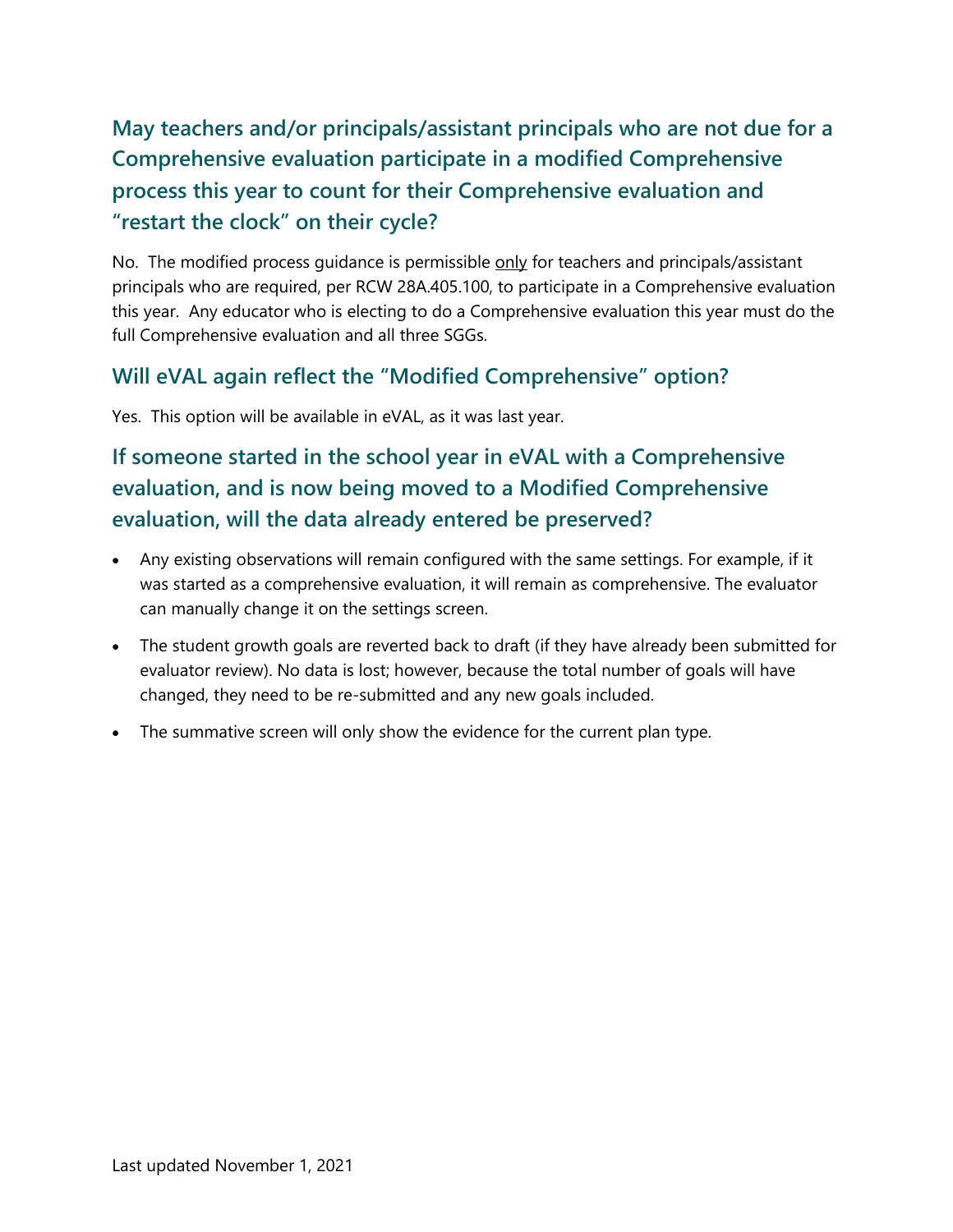## May teachers and/or principals/assistant principals who are not due for a Comprehensive evaluation participate in a modified Comprehensive process this year to count for their Comprehensive evaluation and "restart the clock" on their cycle?

No. The modified process guidance is permissible only for teachers and principals/assistant principals who are required, per RCW 28A.405.100, to participate in a Comprehensive evaluation this year. Any educator who is electing to do a Comprehensive evaluation this year must do the full Comprehensive evaluation and all three SGGs.

## Will eVAL again reflect the "Modified Comprehensive" option?

Yes. This option will be available in eVAL, as it was last year.

## If someone started in the school year in eVAL with a Comprehensive evaluation, and is now being moved to a Modified Comprehensive evaluation, will the data already entered be preserved?

- Any existing observations will remain configured with the same settings. For example, if it was started as a comprehensive evaluation, it will remain as comprehensive. The evaluator can manually change it on the settings screen.
- The student growth goals are reverted back to draft (if they have already been submitted for evaluator review). No data is lost; however, because the total number of goals will have changed, they need to be re-submitted and any new goals included.
- The summative screen will only show the evidence for the current plan type.

Last updated November 1, 2021